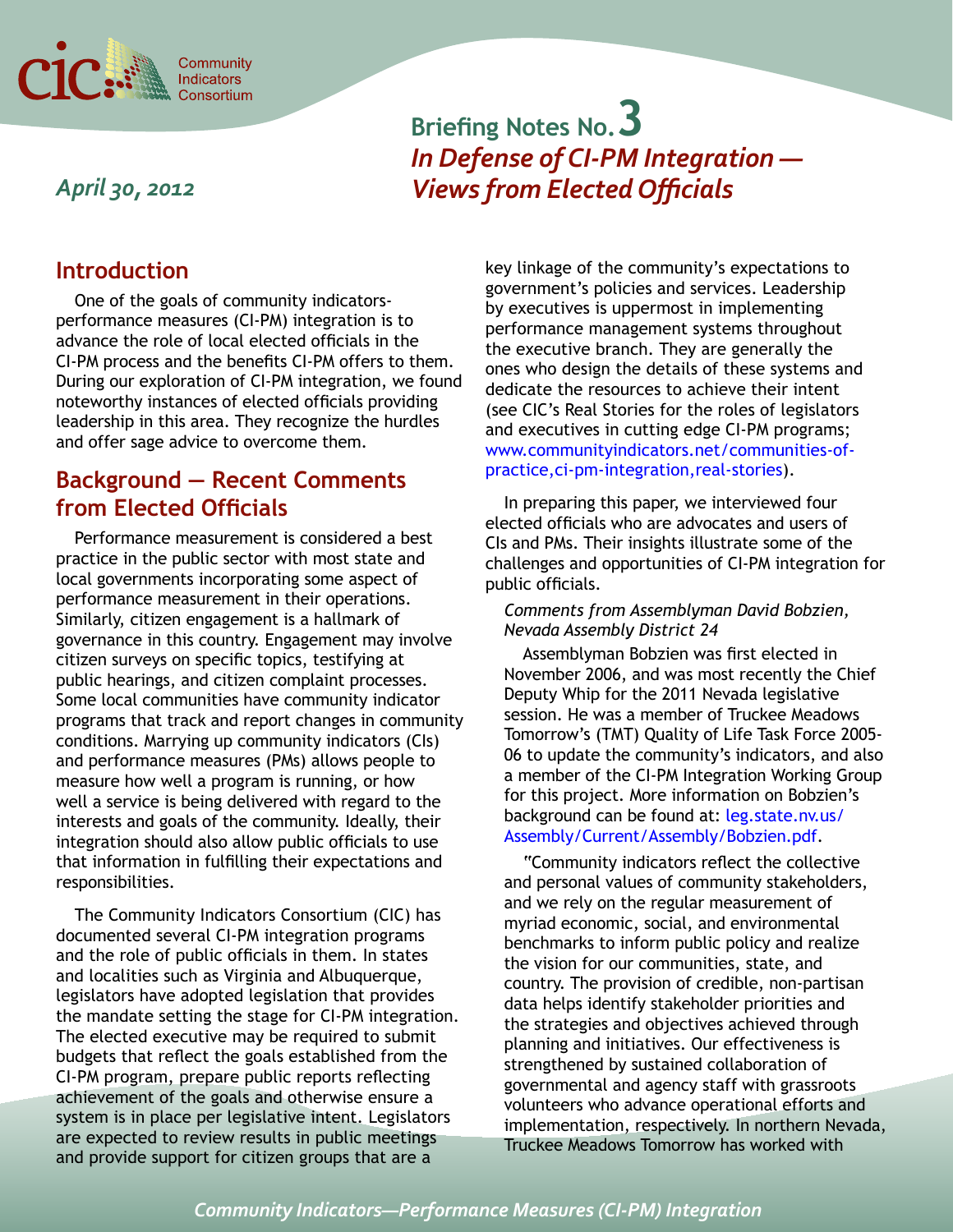# Briefing Notes No. 3

## *In Defense of CI-PM Integration — Views from Elected Officials*

*April 30, 2012*

## Introduction

One of the goals of community indicators-performance measures (CI-PM) integration is to advance the role of local elected officials in the CI-PM process and the benefits CI-PM offers to them. During our exploration of CI-PM integration, we found noteworthy instances of elected officials providing leadership in this area. They recognize the hurdles and offer sage advice to overcome them.

## Background — Recent Comments from Elected Officials

Performance measurement is considered a best practice in the public sector with most state and local governments incorporating some aspect of performance measurement in their operations. Similarly, citizen engagement is a hallmark of governance in this country. Engagement may involve citizen surveys on specific topics, testifying at public hearings, and citizen complaint processes. Some local communities have community indicator programs that track and report changes in community conditions. Marrying up community indicators (CIs) and performance measures (PMs) allows people to measure how well a program is running, or how well a service is being delivered with regard to the interests and goals of the community. Ideally, their integration should also allow public officials to use that information in fulfilling their expectations and responsibilities.

The Community Indicators Consortium (CIC) has documented several CI-PM integration programs and the role of public officials in them. In states and localities such as Virginia and Albuquerque, legislators have adopted legislation that provides the mandate setting the stage for CI-PM integration. The elected executive may be required to submit budgets that reflect the goals established from the CI-PM program, prepare public reports reflecting achievement of the goals and otherwise ensure a system is in place per legislative intent. Legislators are expected to review results in public meetings and provide support for citizen groups that are a key linkage of the community's expectations to government's policies and services. Leadership by executives is uppermost in implementing performance management systems throughout the executive branch. They are generally the ones who design the details of these systems and dedicate the resources to achieve their intent (see CIC's Real Stories for the roles of legislators and executives in cutting edge CI-PM programs; www.communityindicators.net/communities-of-practice,ci-pm-integration,real-stories).

In preparing this paper, we interviewed four elected officials who are advocates and users of CIs and PMs. Their insights illustrate some of the challenges and opportunities of CI-PM integration for public officials.

*Comments from Assemblyman David Bobzien, Nevada Assembly District 24*

Assemblyman Bobzien was first elected in November 2006, and was most recently the Chief Deputy Whip for the 2011 Nevada legislative session. He was a member of Truckee Meadows Tomorrow's (TMT) Quality of Life Task Force 2005-06 to update the community's indicators, and also a member of the CI-PM Integration Working Group for this project. More information on Bobzien's background can be found at: leg.state.nv.us/Assembly/Current/Assembly/Bobzien.pdf.

"Community indicators reflect the collective and personal values of community stakeholders, and we rely on the regular measurement of myriad economic, social, and environmental benchmarks to inform public policy and realize the vision for our communities, state, and country. The provision of credible, non-partisan data helps identify stakeholder priorities and the strategies and objectives achieved through planning and initiatives. Our effectiveness is strengthened by sustained collaboration of governmental and agency staff with grassroots volunteers who advance operational efforts and implementation, respectively. In northern Nevada, Truckee Meadows Tomorrow has worked with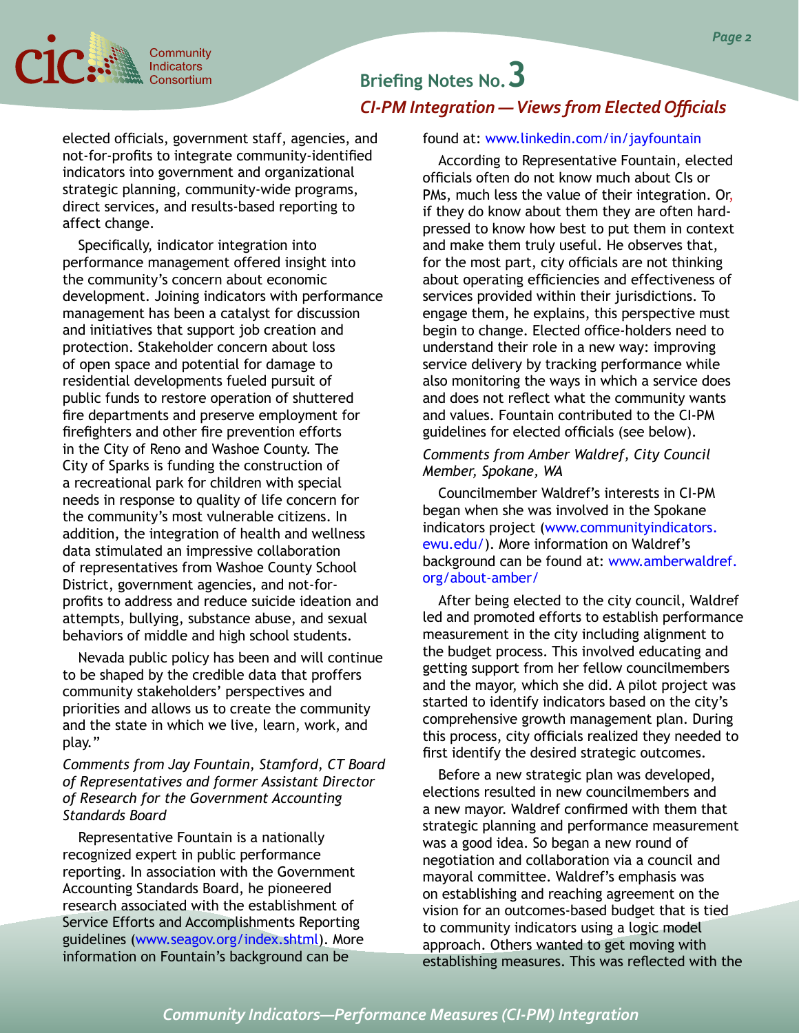elected officials, government staff, agencies, and not-for-profits to integrate community-identified indicators into government and organizational strategic planning, community-wide programs, direct services, and results-based reporting to affect change.

Specifically, indicator integration into performance management offered insight into the community's concern about economic development. Joining indicators with performance management has been a catalyst for discussion and initiatives that support job creation and protection. Stakeholder concern about loss of open space and potential for damage to residential developments fueled pursuit of public funds to restore operation of shuttered fire departments and preserve employment for firefighters and other fire prevention efforts in the City of Reno and Washoe County. The City of Sparks is funding the construction of a recreational park for children with special needs in response to quality of life concern for the community's most vulnerable citizens. In addition, the integration of health and wellness data stimulated an impressive collaboration of representatives from Washoe County School District, government agencies, and not-for-profits to address and reduce suicide ideation and attempts, bullying, substance abuse, and sexual behaviors of middle and high school students.

Nevada public policy has been and will continue to be shaped by the credible data that proffers community stakeholders' perspectives and priorities and allows us to create the community and the state in which we live, learn, work, and play."

*Comments from Jay Fountain, Stamford, CT Board of Representatives and former Assistant Director of Research for the Government Accounting Standards Board*

Representative Fountain is a nationally recognized expert in public performance reporting. In association with the Government Accounting Standards Board, he pioneered research associated with the establishment of Service Efforts and Accomplishments Reporting guidelines (www.seagov.org/index.shtml). More information on Fountain's background can be found at: www.linkedin.com/in/jayfountain

According to Representative Fountain, elected officials often do not know much about CIs or PMs, much less the value of their integration. Or, if they do know about them they are often hard-pressed to know how best to put them in context and make them truly useful. He observes that, for the most part, city officials are not thinking about operating efficiencies and effectiveness of services provided within their jurisdictions. To engage them, he explains, this perspective must begin to change. Elected office-holders need to understand their role in a new way: improving service delivery by tracking performance while also monitoring the ways in which a service does and does not reflect what the community wants and values. Fountain contributed to the CI-PM guidelines for elected officials (see below).

*Comments from Amber Waldref, City Council Member, Spokane, WA*

Councilmember Waldref's interests in CI-PM began when she was involved in the Spokane indicators project (www.communityindicators.ewu.edu/). More information on Waldref's background can be found at: www.amberwaldref.org/about-amber/

After being elected to the city council, Waldref led and promoted efforts to establish performance measurement in the city including alignment to the budget process. This involved educating and getting support from her fellow councilmembers and the mayor, which she did. A pilot project was started to identify indicators based on the city's comprehensive growth management plan. During this process, city officials realized they needed to first identify the desired strategic outcomes.

Before a new strategic plan was developed, elections resulted in new councilmembers and a new mayor. Waldref confirmed with them that strategic planning and performance measurement was a good idea. So began a new round of negotiation and collaboration via a council and mayoral committee. Waldref's emphasis was on establishing and reaching agreement on the vision for an outcomes-based budget that is tied to community indicators using a logic model approach. Others wanted to get moving with establishing measures. This was reflected with the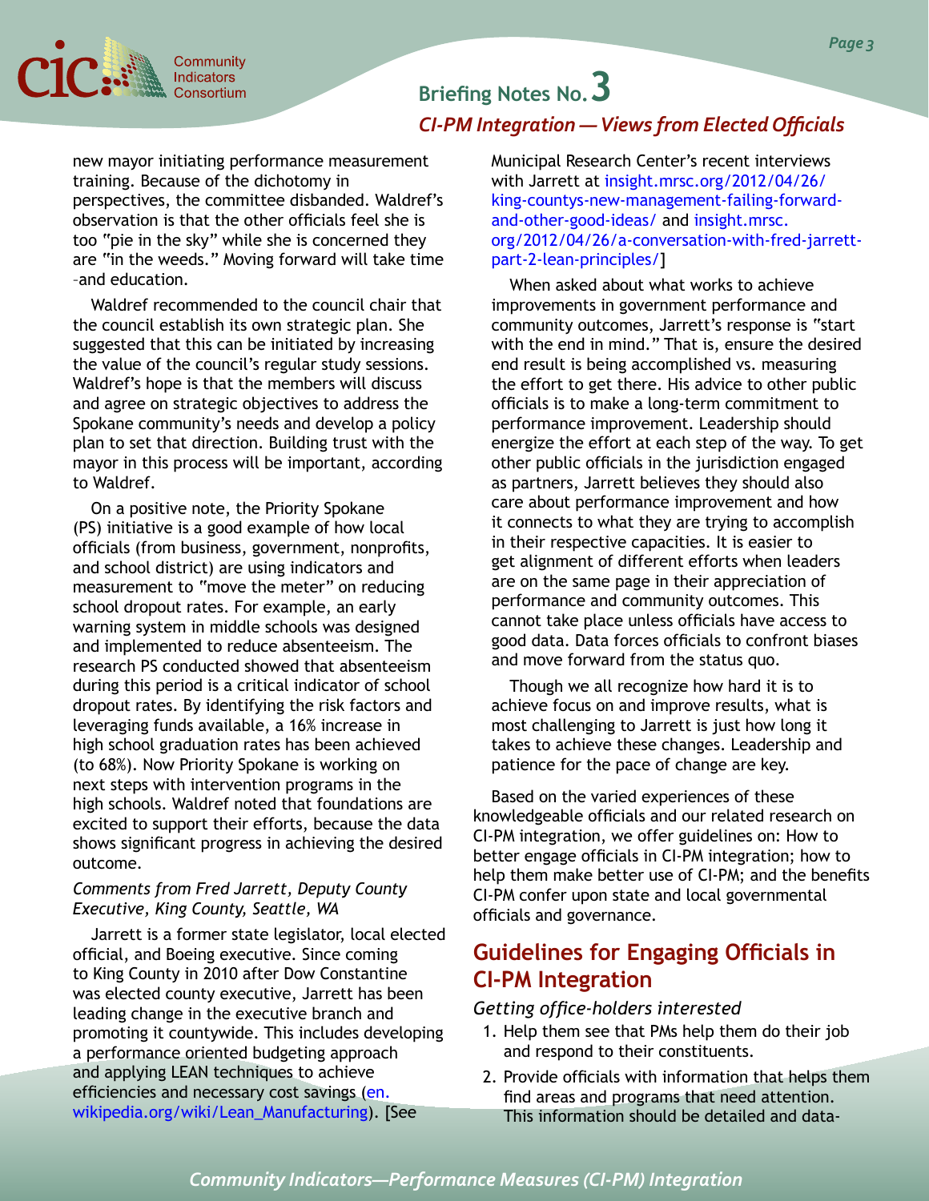new mayor initiating performance measurement training. Because of the dichotomy in perspectives, the committee disbanded. Waldref's observation is that the other officials feel she is too "pie in the sky" while she is concerned they are "in the weeds." Moving forward will take time –and education.

Waldref recommended to the council chair that the council establish its own strategic plan. She suggested that this can be initiated by increasing the value of the council's regular study sessions. Waldref's hope is that the members will discuss and agree on strategic objectives to address the Spokane community's needs and develop a policy plan to set that direction. Building trust with the mayor in this process will be important, according to Waldref.

On a positive note, the Priority Spokane (PS) initiative is a good example of how local officials (from business, government, nonprofits, and school district) are using indicators and measurement to "move the meter" on reducing school dropout rates. For example, an early warning system in middle schools was designed and implemented to reduce absenteeism. The research PS conducted showed that absenteeism during this period is a critical indicator of school dropout rates. By identifying the risk factors and leveraging funds available, a 16% increase in high school graduation rates has been achieved (to 68%). Now Priority Spokane is working on next steps with intervention programs in the high schools. Waldref noted that foundations are excited to support their efforts, because the data shows significant progress in achieving the desired outcome.

*Comments from Fred Jarrett, Deputy County Executive, King County, Seattle, WA*

Jarrett is a former state legislator, local elected official, and Boeing executive. Since coming to King County in 2010 after Dow Constantine was elected county executive, Jarrett has been leading change in the executive branch and promoting it countywide. This includes developing a performance oriented budgeting approach and applying LEAN techniques to achieve efficiencies and necessary cost savings (en.wikipedia.org/wiki/Lean_Manufacturing). [See Municipal Research Center's recent interviews with Jarrett at insight.mrsc.org/2012/04/26/king-countys-new-management-failing-forward-and-other-good-ideas/ and insight.mrsc.org/2012/04/26/a-conversation-with-fred-jarrett-part-2-lean-principles/]

When asked about what works to achieve improvements in government performance and community outcomes, Jarrett's response is "start with the end in mind." That is, ensure the desired end result is being accomplished vs. measuring the effort to get there. His advice to other public officials is to make a long-term commitment to performance improvement. Leadership should energize the effort at each step of the way. To get other public officials in the jurisdiction engaged as partners, Jarrett believes they should also care about performance improvement and how it connects to what they are trying to accomplish in their respective capacities. It is easier to get alignment of different efforts when leaders are on the same page in their appreciation of performance and community outcomes. This cannot take place unless officials have access to good data. Data forces officials to confront biases and move forward from the status quo.

Though we all recognize how hard it is to achieve focus on and improve results, what is most challenging to Jarrett is just how long it takes to achieve these changes. Leadership and patience for the pace of change are key.

Based on the varied experiences of these knowledgeable officials and our related research on CI-PM integration, we offer guidelines on: How to better engage officials in CI-PM integration; how to help them make better use of CI-PM; and the benefits CI-PM confer upon state and local governmental officials and governance.

## Guidelines for Engaging Officials in CI-PM Integration

*Getting office-holders interested*

1. Help them see that PMs help them do their job and respond to their constituents.
2. Provide officials with information that helps them find areas and programs that need attention. This information should be detailed and data-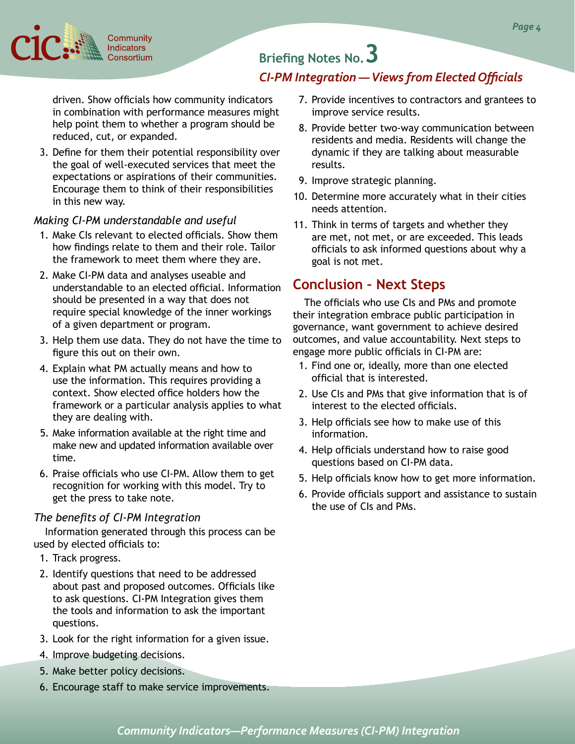driven. Show officials how community indicators in combination with performance measures might help point them to whether a program should be reduced, cut, or expanded.

3. Define for them their potential responsibility over the goal of well-executed services that meet the expectations or aspirations of their communities. Encourage them to think of their responsibilities in this new way.

*Making CI-PM understandable and useful*

1. Make CIs relevant to elected officials. Show them how findings relate to them and their role. Tailor the framework to meet them where they are.
2. Make CI-PM data and analyses useable and understandable to an elected official. Information should be presented in a way that does not require special knowledge of the inner workings of a given department or program.
3. Help them use data. They do not have the time to figure this out on their own.
4. Explain what PM actually means and how to use the information. This requires providing a context. Show elected office holders how the framework or a particular analysis applies to what they are dealing with.
5. Make information available at the right time and make new and updated information available over time.
6. Praise officials who use CI-PM. Allow them to get recognition for working with this model. Try to get the press to take note.

*The benefits of CI-PM Integration*

Information generated through this process can be used by elected officials to:

1. Track progress.
2. Identify questions that need to be addressed about past and proposed outcomes. Officials like to ask questions. CI-PM Integration gives them the tools and information to ask the important questions.
3. Look for the right information for a given issue.
4. Improve budgeting decisions.
5. Make better policy decisions.
6. Encourage staff to make service improvements.
7. Provide incentives to contractors and grantees to improve service results.
8. Provide better two-way communication between residents and media. Residents will change the dynamic if they are talking about measurable results.
9. Improve strategic planning.
10. Determine more accurately what in their cities needs attention.
11. Think in terms of targets and whether they are met, not met, or are exceeded. This leads officials to ask informed questions about why a goal is not met.

## Conclusion – Next Steps

The officials who use CIs and PMs and promote their integration embrace public participation in governance, want government to achieve desired outcomes, and value accountability. Next steps to engage more public officials in CI-PM are:

1. Find one or, ideally, more than one elected official that is interested.
2. Use CIs and PMs that give information that is of interest to the elected officials.
3. Help officials see how to make use of this information.
4. Help officials understand how to raise good questions based on CI-PM data.
5. Help officials know how to get more information.
6. Provide officials support and assistance to sustain the use of CIs and PMs.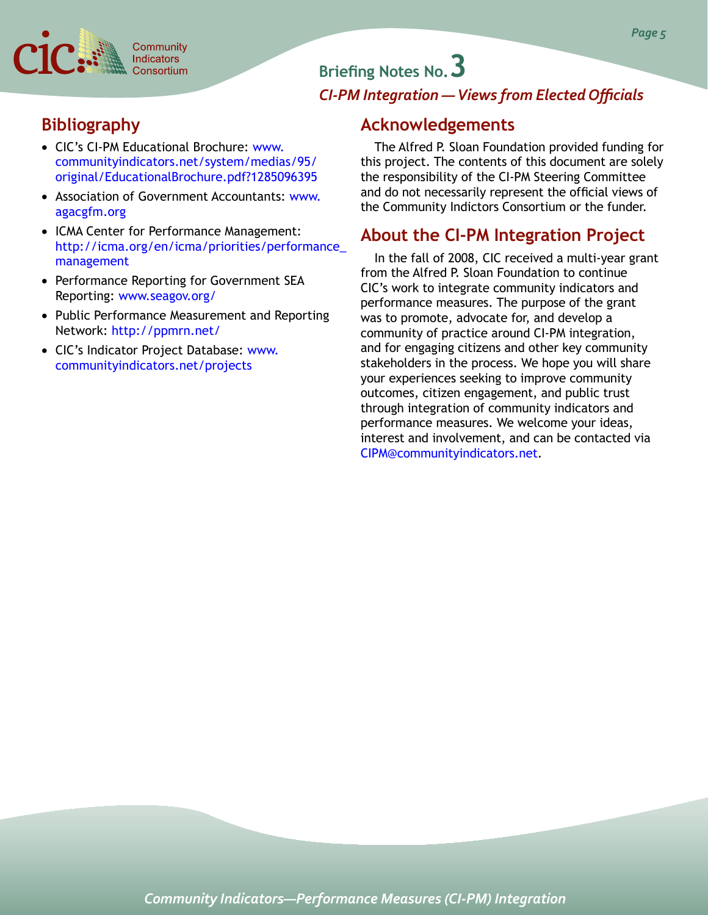## Bibliography

- CIC's CI-PM Educational Brochure: www.communityindicators.net/system/medias/95/original/EducationalBrochure.pdf?1285096395
- Association of Government Accountants: www.agacgfm.org
- ICMA Center for Performance Management: http://icma.org/en/icma/priorities/performance_management
- Performance Reporting for Government SEA Reporting: www.seagov.org/
- Public Performance Measurement and Reporting Network: http://ppmrn.net/
- CIC's Indicator Project Database: www.communityindicators.net/projects

## Acknowledgements

The Alfred P. Sloan Foundation provided funding for this project. The contents of this document are solely the responsibility of the CI-PM Steering Committee and do not necessarily represent the official views of the Community Indictors Consortium or the funder.

## About the CI-PM Integration Project

In the fall of 2008, CIC received a multi-year grant from the Alfred P. Sloan Foundation to continue CIC's work to integrate community indicators and performance measures. The purpose of the grant was to promote, advocate for, and develop a community of practice around CI-PM integration, and for engaging citizens and other key community stakeholders in the process. We hope you will share your experiences seeking to improve community outcomes, citizen engagement, and public trust through integration of community indicators and performance measures. We welcome your ideas, interest and involvement, and can be contacted via CIPM@communityindicators.net.